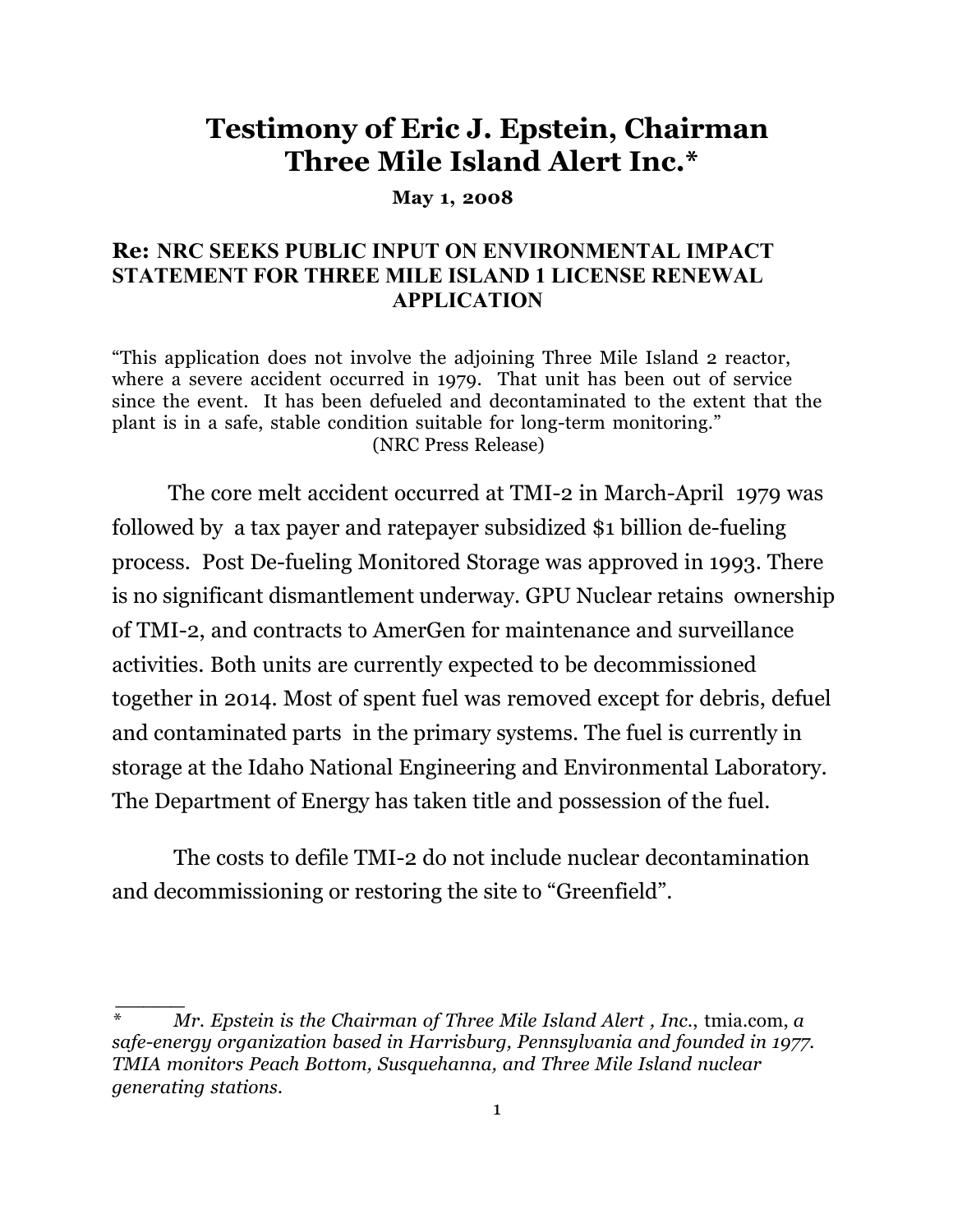# Testimony of Eric J. Epstein, Chairman Three Mile Island Alert Inc.*

**May 1, 2008**

### Re: NRC SEEKS PUBLIC INPUT ON ENVIRONMENTAL IMPACT STATEMENT FOR THREE MILE ISLAND 1 LICENSE RENEWAL APPLICATION

"This application does not involve the adjoining Three Mile Island 2 reactor, where a severe accident occurred in 1979. That unit has been out of service since the event. It has been defueled and decontaminated to the extent that the plant is in a safe, stable condition suitable for long-term monitoring."
(NRC Press Release)

The core melt accident occurred at TMI-2 in March-April 1979 was followed by a tax payer and ratepayer subsidized $1 billion de-fueling process. Post De-fueling Monitored Storage was approved in 1993. There is no significant dismantlement underway. GPU Nuclear retains ownership of TMI-2, and contracts to AmerGen for maintenance and surveillance activities. Both units are currently expected to be decommissioned together in 2014. Most of spent fuel was removed except for debris, defuel and contaminated parts in the primary systems. The fuel is currently in storage at the Idaho National Engineering and Environmental Laboratory. The Department of Energy has taken title and possession of the fuel.

The costs to defile TMI-2 do not include nuclear decontamination and decommissioning or restoring the site to "Greenfield".

---

\* *Mr. Epstein is the Chairman of Three Mile Island Alert , Inc.*, tmia.com, *a safe-energy organization based in Harrisburg, Pennsylvania and founded in 1977. TMIA monitors Peach Bottom, Susquehanna, and Three Mile Island nuclear generating stations.*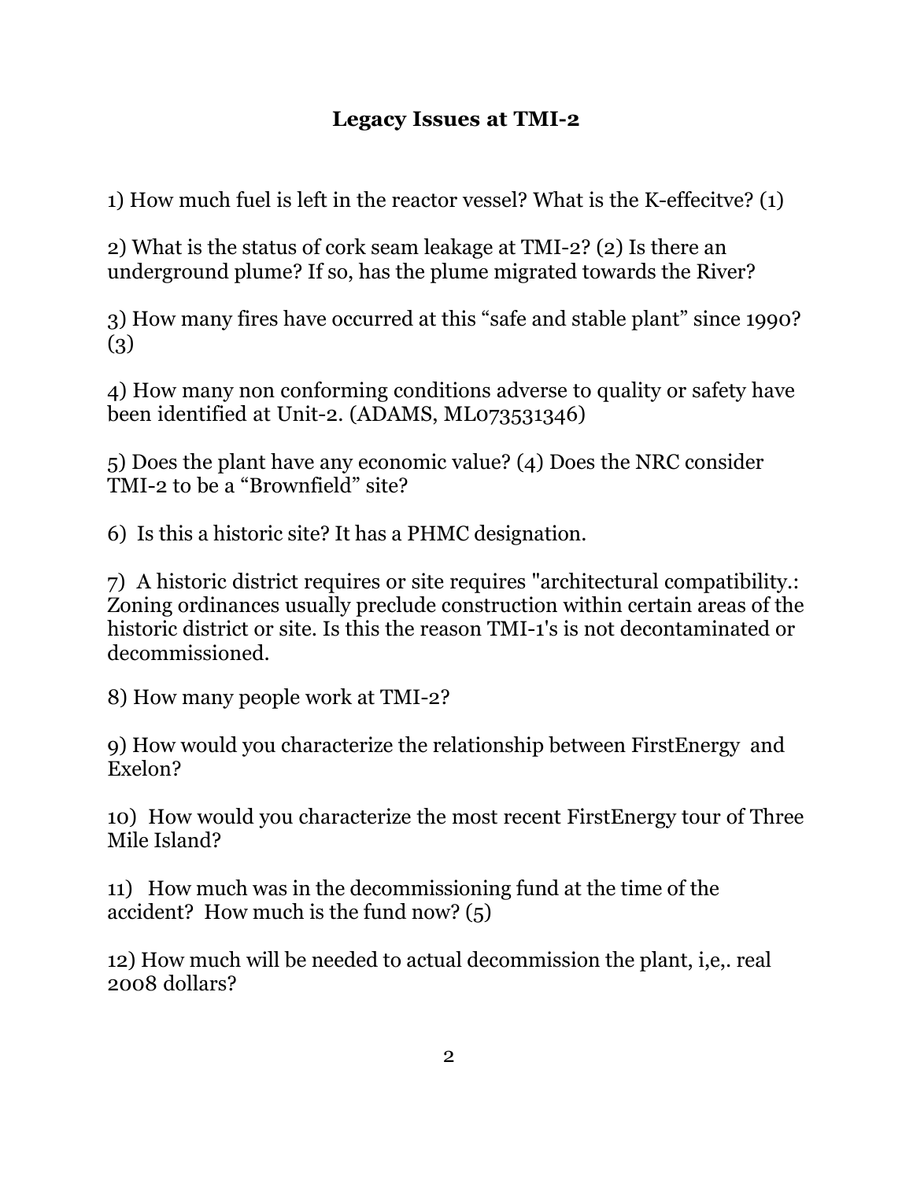# Legacy Issues at TMI-2

1) How much fuel is left in the reactor vessel? What is the K-effecitve? (1)

2) What is the status of cork seam leakage at TMI-2? (2) Is there an underground plume? If so, has the plume migrated towards the River?

3) How many fires have occurred at this "safe and stable plant" since 1990? (3)

4) How many non conforming conditions adverse to quality or safety have been identified at Unit-2. (ADAMS, ML073531346)

5) Does the plant have any economic value? (4) Does the NRC consider TMI-2 to be a "Brownfield" site?

6) Is this a historic site? It has a PHMC designation.

7) A historic district requires or site requires "architectural compatibility.: Zoning ordinances usually preclude construction within certain areas of the historic district or site. Is this the reason TMI-1's is not decontaminated or decommissioned.

8) How many people work at TMI-2?

9) How would you characterize the relationship between FirstEnergy and Exelon?

10) How would you characterize the most recent FirstEnergy tour of Three Mile Island?

11) How much was in the decommissioning fund at the time of the accident? How much is the fund now? (5)

12) How much will be needed to actual decommission the plant, i,e,. real 2008 dollars?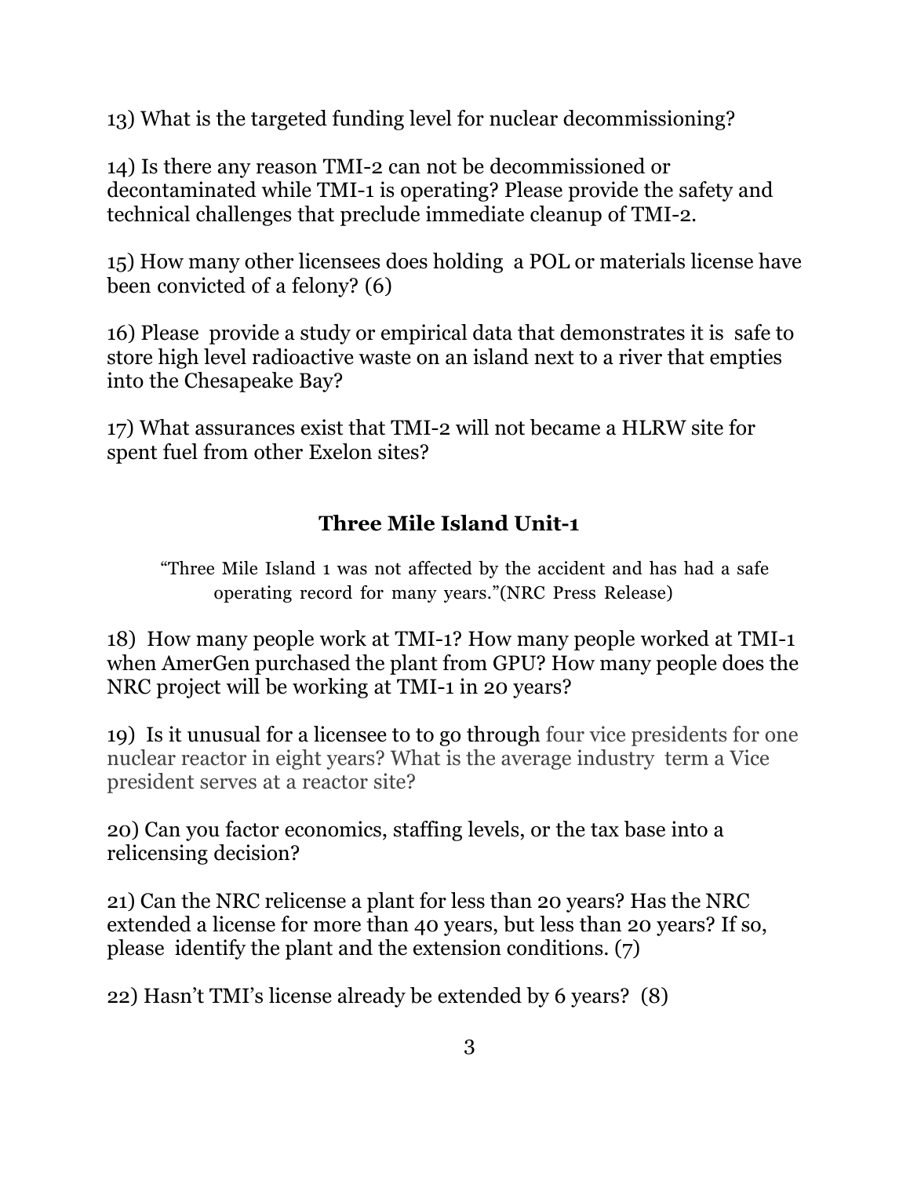13) What is the targeted funding level for nuclear decommissioning?

14) Is there any reason TMI-2 can not be decommissioned or decontaminated while TMI-1 is operating? Please provide the safety and technical challenges that preclude immediate cleanup of TMI-2.

15) How many other licensees does holding a POL or materials license have been convicted of a felony? (6)

16) Please provide a study or empirical data that demonstrates it is safe to store high level radioactive waste on an island next to a river that empties into the Chesapeake Bay?

17) What assurances exist that TMI-2 will not became a HLRW site for spent fuel from other Exelon sites?

## Three Mile Island Unit-1

> "Three Mile Island 1 was not affected by the accident and has had a safe operating record for many years."(NRC Press Release)

18) How many people work at TMI-1? How many people worked at TMI-1 when AmerGen purchased the plant from GPU? How many people does the NRC project will be working at TMI-1 in 20 years?

19) Is it unusual for a licensee to to go through four vice presidents for one nuclear reactor in eight years? What is the average industry term a Vice president serves at a reactor site?

20) Can you factor economics, staffing levels, or the tax base into a relicensing decision?

21) Can the NRC relicense a plant for less than 20 years? Has the NRC extended a license for more than 40 years, but less than 20 years? If so, please identify the plant and the extension conditions. (7)

22) Hasn't TMI's license already be extended by 6 years? (8)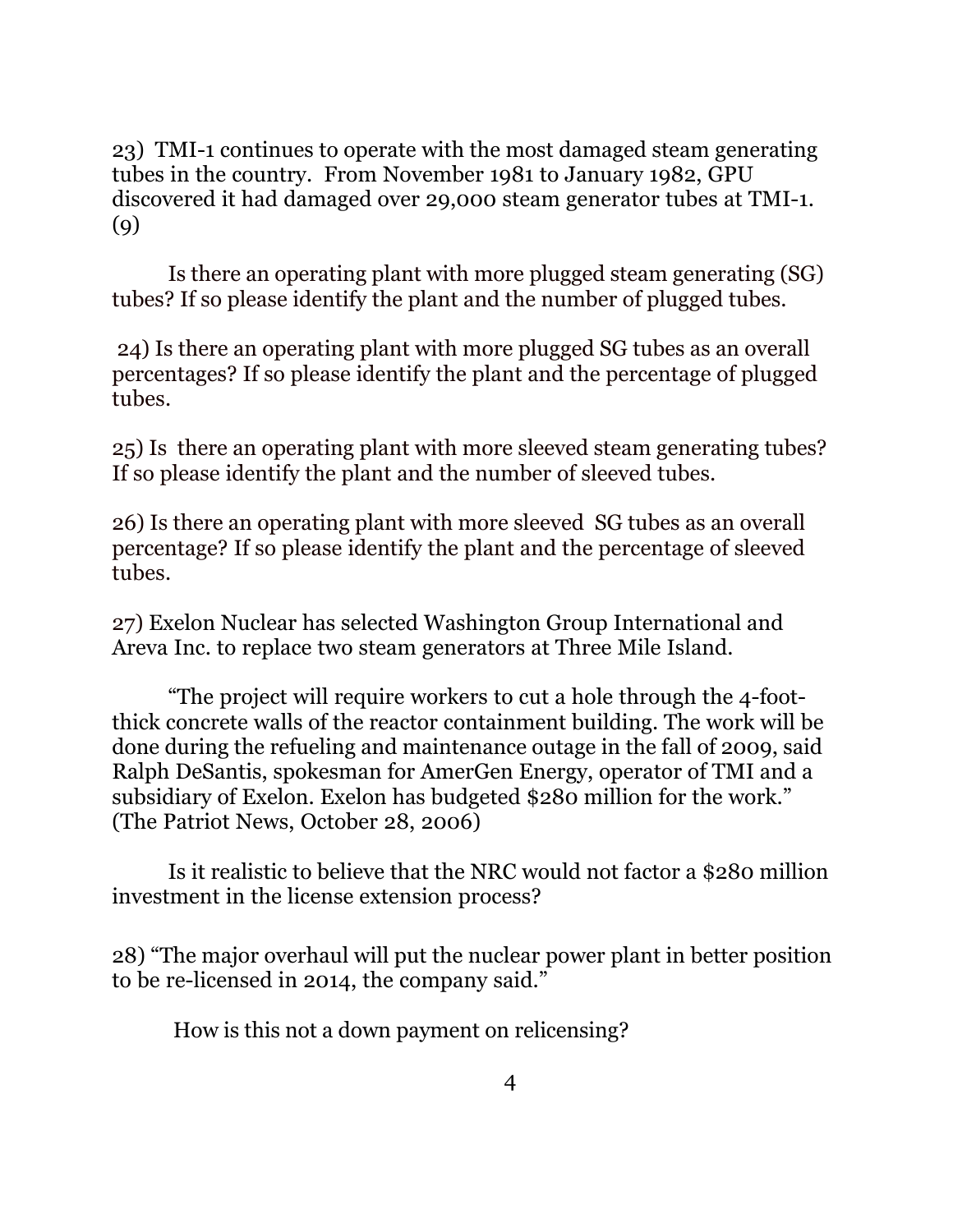23) TMI-1 continues to operate with the most damaged steam generating tubes in the country. From November 1981 to January 1982, GPU discovered it had damaged over 29,000 steam generator tubes at TMI-1. (9)

Is there an operating plant with more plugged steam generating (SG) tubes? If so please identify the plant and the number of plugged tubes.

24) Is there an operating plant with more plugged SG tubes as an overall percentages? If so please identify the plant and the percentage of plugged tubes.

25) Is there an operating plant with more sleeved steam generating tubes? If so please identify the plant and the number of sleeved tubes.

26) Is there an operating plant with more sleeved SG tubes as an overall percentage? If so please identify the plant and the percentage of sleeved tubes.

27) Exelon Nuclear has selected Washington Group International and Areva Inc. to replace two steam generators at Three Mile Island.

"The project will require workers to cut a hole through the 4-foot-thick concrete walls of the reactor containment building. The work will be done during the refueling and maintenance outage in the fall of 2009, said Ralph DeSantis, spokesman for AmerGen Energy, operator of TMI and a subsidiary of Exelon. Exelon has budgeted $280 million for the work." (The Patriot News, October 28, 2006)

Is it realistic to believe that the NRC would not factor a $280 million investment in the license extension process?

28) "The major overhaul will put the nuclear power plant in better position to be re-licensed in 2014, the company said."

How is this not a down payment on relicensing?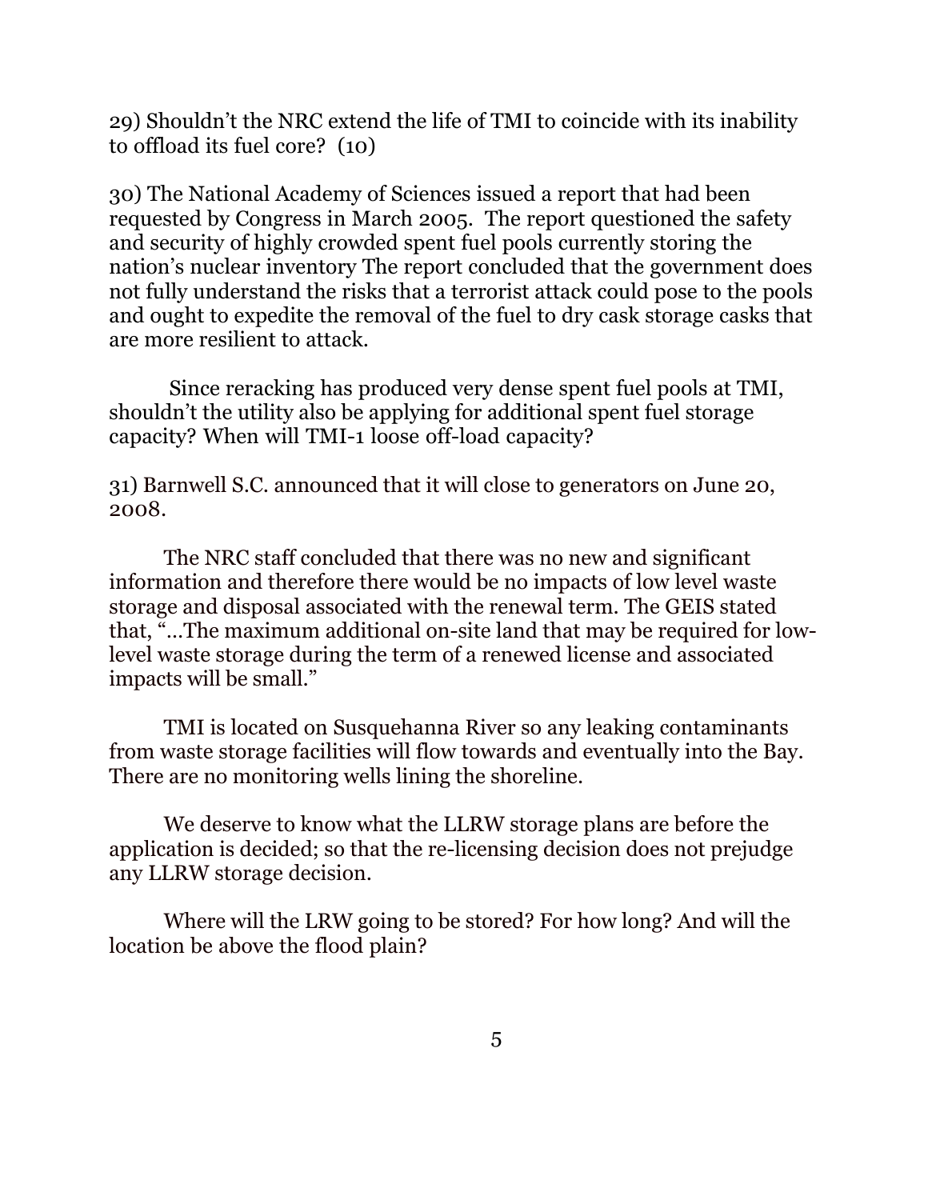29) Shouldn't the NRC extend the life of TMI to coincide with its inability to offload its fuel core? (10)

30) The National Academy of Sciences issued a report that had been requested by Congress in March 2005. The report questioned the safety and security of highly crowded spent fuel pools currently storing the nation's nuclear inventory The report concluded that the government does not fully understand the risks that a terrorist attack could pose to the pools and ought to expedite the removal of the fuel to dry cask storage casks that are more resilient to attack.

Since reracking has produced very dense spent fuel pools at TMI, shouldn't the utility also be applying for additional spent fuel storage capacity? When will TMI-1 loose off-load capacity?

31) Barnwell S.C. announced that it will close to generators on June 20, 2008.

The NRC staff concluded that there was no new and significant information and therefore there would be no impacts of low level waste storage and disposal associated with the renewal term. The GEIS stated that, "…The maximum additional on-site land that may be required for low-level waste storage during the term of a renewed license and associated impacts will be small."

TMI is located on Susquehanna River so any leaking contaminants from waste storage facilities will flow towards and eventually into the Bay. There are no monitoring wells lining the shoreline.

We deserve to know what the LLRW storage plans are before the application is decided; so that the re-licensing decision does not prejudge any LLRW storage decision.

Where will the LRW going to be stored? For how long? And will the location be above the flood plain?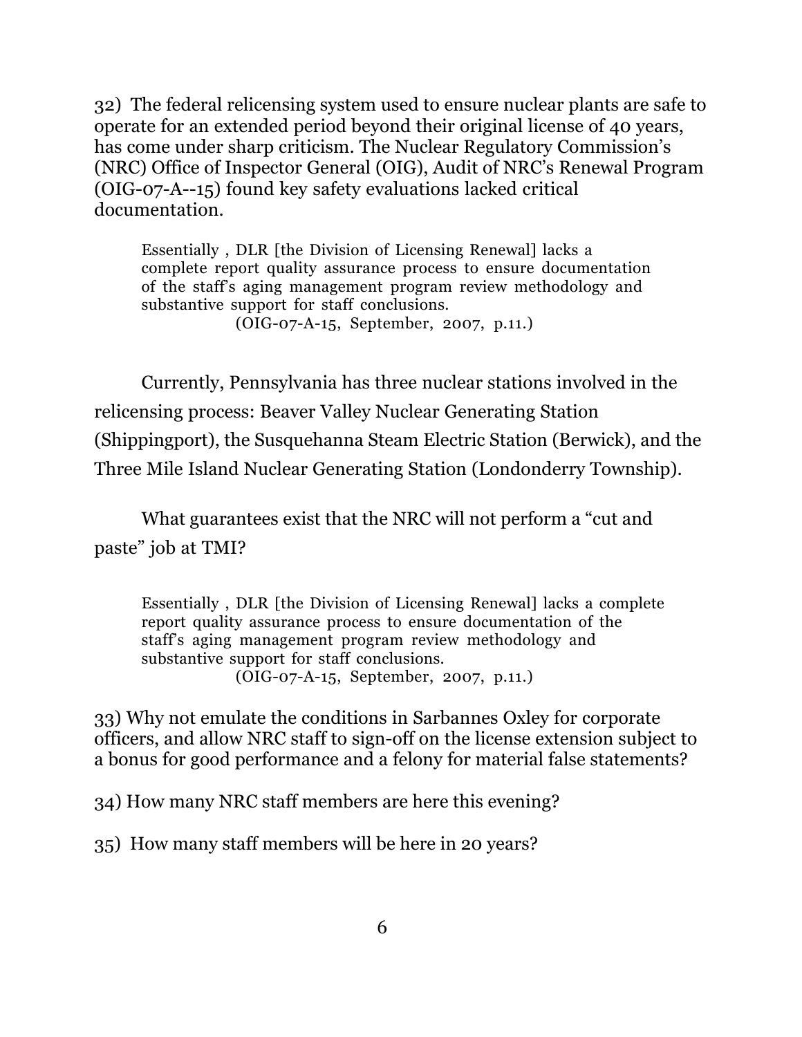32) The federal relicensing system used to ensure nuclear plants are safe to operate for an extended period beyond their original license of 40 years, has come under sharp criticism. The Nuclear Regulatory Commission's (NRC) Office of Inspector General (OIG), Audit of NRC's Renewal Program (OIG-07-A--15) found key safety evaluations lacked critical documentation.

> Essentially , DLR [the Division of Licensing Renewal] lacks a complete report quality assurance process to ensure documentation of the staff's aging management program review methodology and substantive support for staff conclusions.
> (OIG-07-A-15, September, 2007, p.11.)

Currently, Pennsylvania has three nuclear stations involved in the relicensing process: Beaver Valley Nuclear Generating Station (Shippingport), the Susquehanna Steam Electric Station (Berwick), and the Three Mile Island Nuclear Generating Station (Londonderry Township).

What guarantees exist that the NRC will not perform a "cut and paste" job at TMI?

> Essentially , DLR [the Division of Licensing Renewal] lacks a complete report quality assurance process to ensure documentation of the staff's aging management program review methodology and substantive support for staff conclusions.
> (OIG-07-A-15, September, 2007, p.11.)

33) Why not emulate the conditions in Sarbannes Oxley for corporate officers, and allow NRC staff to sign-off on the license extension subject to a bonus for good performance and a felony for material false statements?

34) How many NRC staff members are here this evening?

35) How many staff members will be here in 20 years?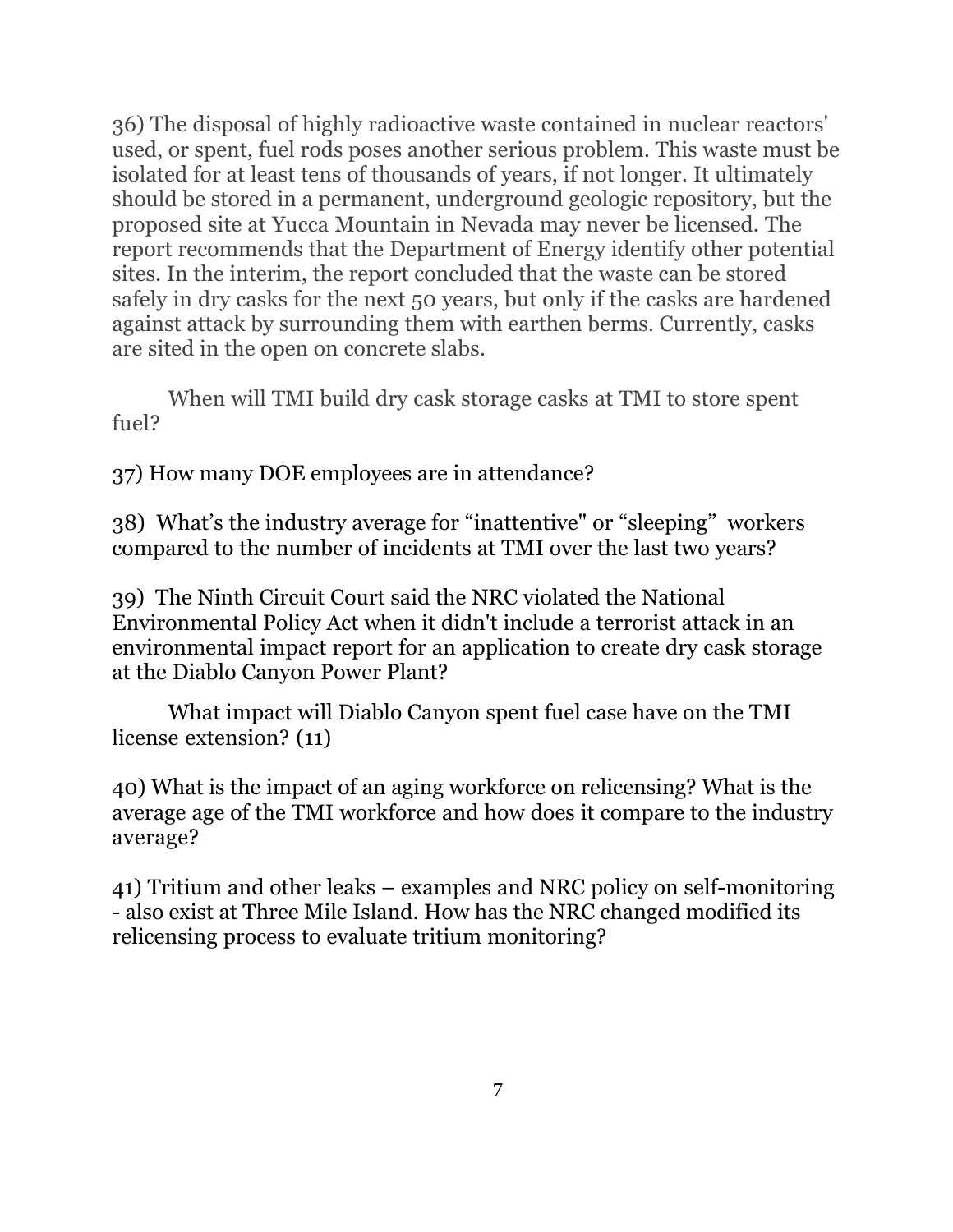36) The disposal of highly radioactive waste contained in nuclear reactors' used, or spent, fuel rods poses another serious problem. This waste must be isolated for at least tens of thousands of years, if not longer. It ultimately should be stored in a permanent, underground geologic repository, but the proposed site at Yucca Mountain in Nevada may never be licensed. The report recommends that the Department of Energy identify other potential sites. In the interim, the report concluded that the waste can be stored safely in dry casks for the next 50 years, but only if the casks are hardened against attack by surrounding them with earthen berms. Currently, casks are sited in the open on concrete slabs.

When will TMI build dry cask storage casks at TMI to store spent fuel?

37) How many DOE employees are in attendance?

38) What's the industry average for "inattentive" or "sleeping" workers compared to the number of incidents at TMI over the last two years?

39) The Ninth Circuit Court said the NRC violated the National Environmental Policy Act when it didn't include a terrorist attack in an environmental impact report for an application to create dry cask storage at the Diablo Canyon Power Plant?

What impact will Diablo Canyon spent fuel case have on the TMI license extension? (11)

40) What is the impact of an aging workforce on relicensing? What is the average age of the TMI workforce and how does it compare to the industry average?

41) Tritium and other leaks – examples and NRC policy on self-monitoring - also exist at Three Mile Island. How has the NRC changed modified its relicensing process to evaluate tritium monitoring?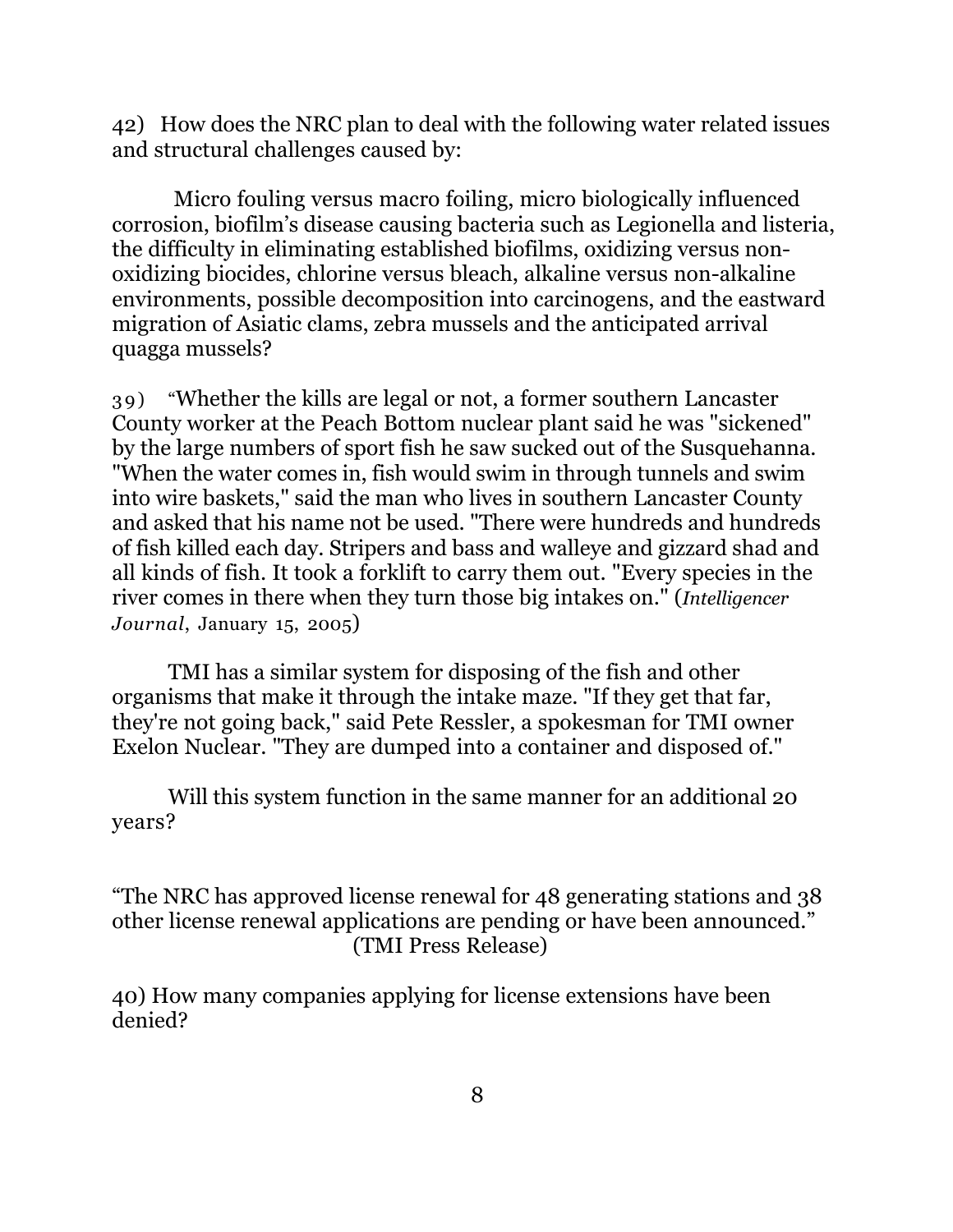42) How does the NRC plan to deal with the following water related issues and structural challenges caused by:

Micro fouling versus macro foiling, micro biologically influenced corrosion, biofilm's disease causing bacteria such as Legionella and listeria, the difficulty in eliminating established biofilms, oxidizing versus non-oxidizing biocides, chlorine versus bleach, alkaline versus non-alkaline environments, possible decomposition into carcinogens, and the eastward migration of Asiatic clams, zebra mussels and the anticipated arrival quagga mussels?

39) "Whether the kills are legal or not, a former southern Lancaster County worker at the Peach Bottom nuclear plant said he was "sickened" by the large numbers of sport fish he saw sucked out of the Susquehanna. "When the water comes in, fish would swim in through tunnels and swim into wire baskets," said the man who lives in southern Lancaster County and asked that his name not be used. "There were hundreds and hundreds of fish killed each day. Stripers and bass and walleye and gizzard shad and all kinds of fish. It took a forklift to carry them out. "Every species in the river comes in there when they turn those big intakes on." (*Intelligencer Journal*, January 15, 2005)

TMI has a similar system for disposing of the fish and other organisms that make it through the intake maze. "If they get that far, they're not going back," said Pete Ressler, a spokesman for TMI owner Exelon Nuclear. "They are dumped into a container and disposed of."

Will this system function in the same manner for an additional 20 years?

"The NRC has approved license renewal for 48 generating stations and 38 other license renewal applications are pending or have been announced." (TMI Press Release)

40) How many companies applying for license extensions have been denied?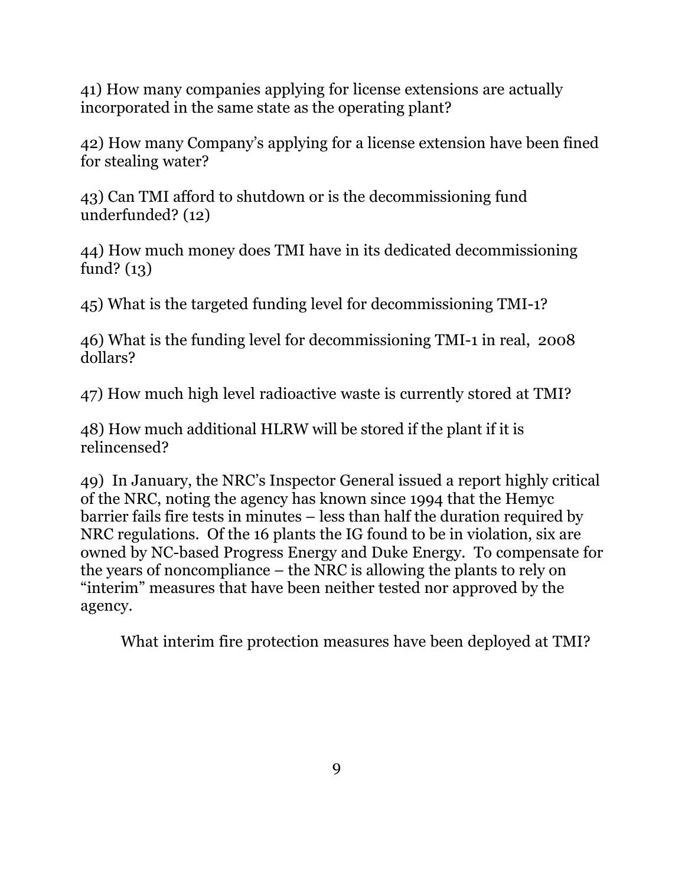41) How many companies applying for license extensions are actually incorporated in the same state as the operating plant?

42) How many Company's applying for a license extension have been fined for stealing water?

43) Can TMI afford to shutdown or is the decommissioning fund underfunded? (12)

44) How much money does TMI have in its dedicated decommissioning fund? (13)

45) What is the targeted funding level for decommissioning TMI-1?

46) What is the funding level for decommissioning TMI-1 in real, 2008 dollars?

47) How much high level radioactive waste is currently stored at TMI?

48) How much additional HLRW will be stored if the plant if it is relincensed?

49) In January, the NRC's Inspector General issued a report highly critical of the NRC, noting the agency has known since 1994 that the Hemyc barrier fails fire tests in minutes – less than half the duration required by NRC regulations. Of the 16 plants the IG found to be in violation, six are owned by NC-based Progress Energy and Duke Energy. To compensate for the years of noncompliance – the NRC is allowing the plants to rely on "interim" measures that have been neither tested nor approved by the agency.

What interim fire protection measures have been deployed at TMI?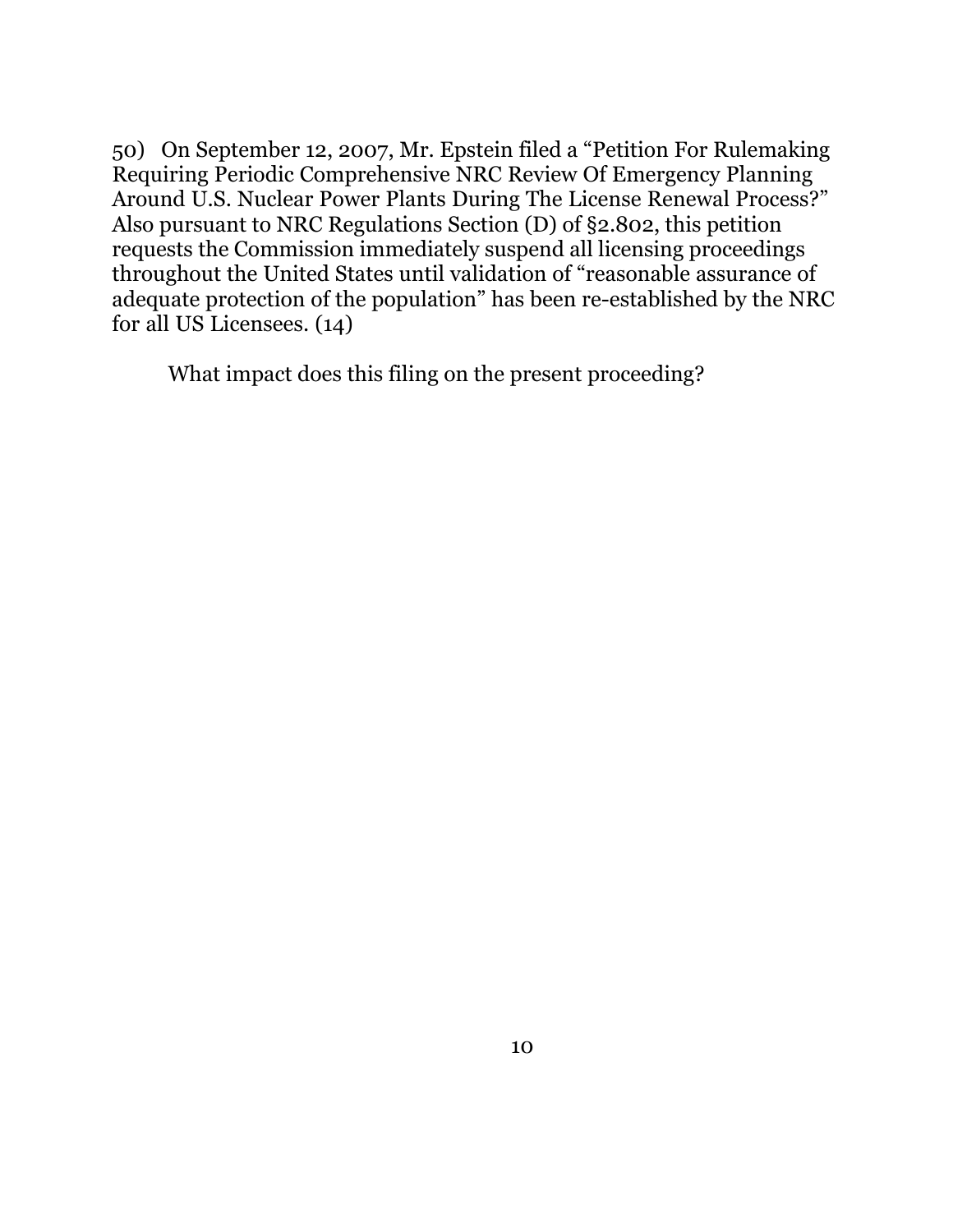50) On September 12, 2007, Mr. Epstein filed a "Petition For Rulemaking Requiring Periodic Comprehensive NRC Review Of Emergency Planning Around U.S. Nuclear Power Plants During The License Renewal Process?" Also pursuant to NRC Regulations Section (D) of §2.802, this petition requests the Commission immediately suspend all licensing proceedings throughout the United States until validation of "reasonable assurance of adequate protection of the population" has been re-established by the NRC for all US Licensees. (14)

What impact does this filing on the present proceeding?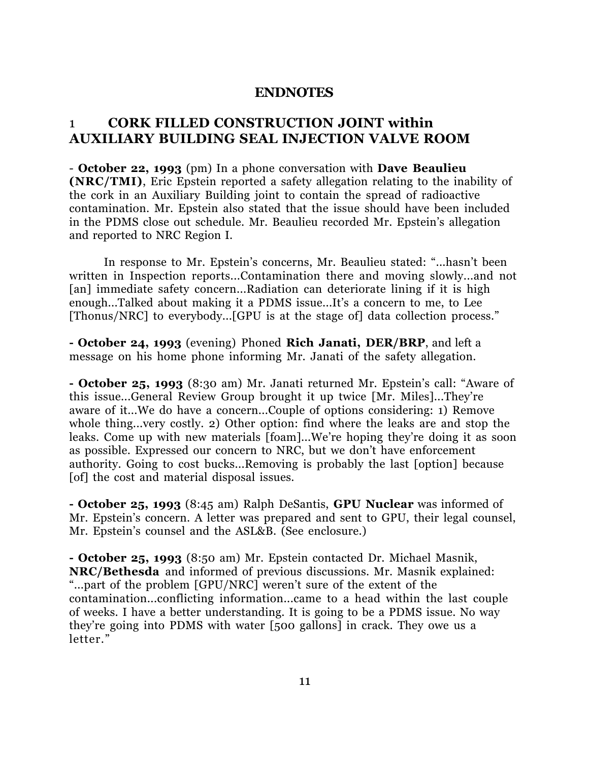## ENDNOTES

## 1 CORK FILLED CONSTRUCTION JOINT within AUXILIARY BUILDING SEAL INJECTION VALVE ROOM

- **October 22, 1993** (pm) In a phone conversation with **Dave Beaulieu (NRC/TMI)**, Eric Epstein reported a safety allegation relating to the inability of the cork in an Auxiliary Building joint to contain the spread of radioactive contamination. Mr. Epstein also stated that the issue should have been included in the PDMS close out schedule. Mr. Beaulieu recorded Mr. Epstein's allegation and reported to NRC Region I.

In response to Mr. Epstein's concerns, Mr. Beaulieu stated: "...hasn't been written in Inspection reports...Contamination there and moving slowly...and not [an] immediate safety concern...Radiation can deteriorate lining if it is high enough...Talked about making it a PDMS issue...It's a concern to me, to Lee [Thonus/NRC] to everybody...[GPU is at the stage of] data collection process."

**- October 24, 1993** (evening) Phoned **Rich Janati, DER/BRP**, and left a message on his home phone informing Mr. Janati of the safety allegation.

**- October 25, 1993** (8:30 am) Mr. Janati returned Mr. Epstein's call: "Aware of this issue...General Review Group brought it up twice [Mr. Miles]...They're aware of it...We do have a concern...Couple of options considering: 1) Remove whole thing...very costly. 2) Other option: find where the leaks are and stop the leaks. Come up with new materials [foam]...We're hoping they're doing it as soon as possible. Expressed our concern to NRC, but we don't have enforcement authority. Going to cost bucks...Removing is probably the last [option] because [of] the cost and material disposal issues.

**- October 25, 1993** (8:45 am) Ralph DeSantis, **GPU Nuclear** was informed of Mr. Epstein's concern. A letter was prepared and sent to GPU, their legal counsel, Mr. Epstein's counsel and the ASL&B. (See enclosure.)

**- October 25, 1993** (8:50 am) Mr. Epstein contacted Dr. Michael Masnik, **NRC/Bethesda** and informed of previous discussions. Mr. Masnik explained: "...part of the problem [GPU/NRC] weren't sure of the extent of the contamination...conflicting information...came to a head within the last couple of weeks. I have a better understanding. It is going to be a PDMS issue. No way they're going into PDMS with water [500 gallons] in crack. They owe us a letter."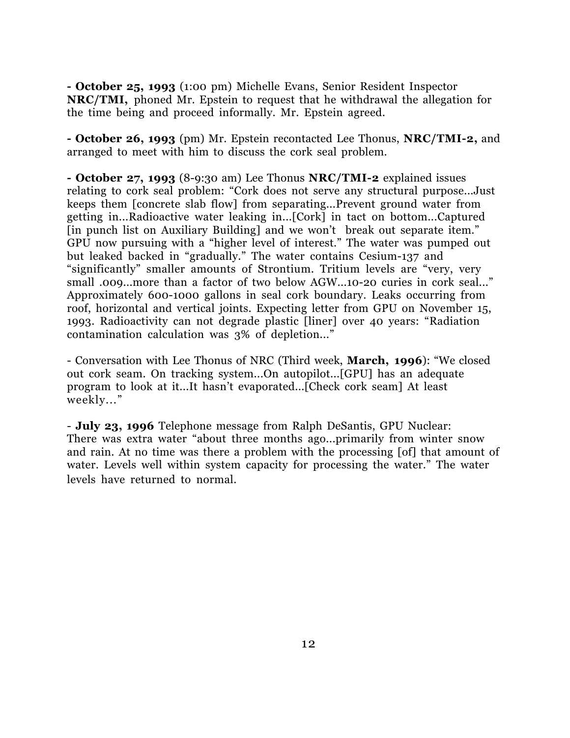**- October 25, 1993** (1:00 pm) Michelle Evans, Senior Resident Inspector **NRC/TMI,** phoned Mr. Epstein to request that he withdrawal the allegation for the time being and proceed informally. Mr. Epstein agreed.

**- October 26, 1993** (pm) Mr. Epstein recontacted Lee Thonus, **NRC/TMI-2,** and arranged to meet with him to discuss the cork seal problem.

**- October 27, 1993** (8-9:30 am) Lee Thonus **NRC/TMI-2** explained issues relating to cork seal problem: "Cork does not serve any structural purpose...Just keeps them [concrete slab flow] from separating...Prevent ground water from getting in...Radioactive water leaking in...[Cork] in tact on bottom...Captured [in punch list on Auxiliary Building] and we won't break out separate item." GPU now pursuing with a "higher level of interest." The water was pumped out but leaked backed in "gradually." The water contains Cesium-137 and "significantly" smaller amounts of Strontium. Tritium levels are "very, very small .009...more than a factor of two below AGW...10-20 curies in cork seal..." Approximately 600-1000 gallons in seal cork boundary. Leaks occurring from roof, horizontal and vertical joints. Expecting letter from GPU on November 15, 1993. Radioactivity can not degrade plastic [liner] over 40 years: "Radiation contamination calculation was 3% of depletion..."

- Conversation with Lee Thonus of NRC (Third week, **March, 1996**): "We closed out cork seam. On tracking system...On autopilot...[GPU] has an adequate program to look at it...It hasn't evaporated...[Check cork seam] At least weekly…"

- **July 23, 1996** Telephone message from Ralph DeSantis, GPU Nuclear: There was extra water "about three months ago...primarily from winter snow and rain. At no time was there a problem with the processing [of] that amount of water. Levels well within system capacity for processing the water." The water levels have returned to normal.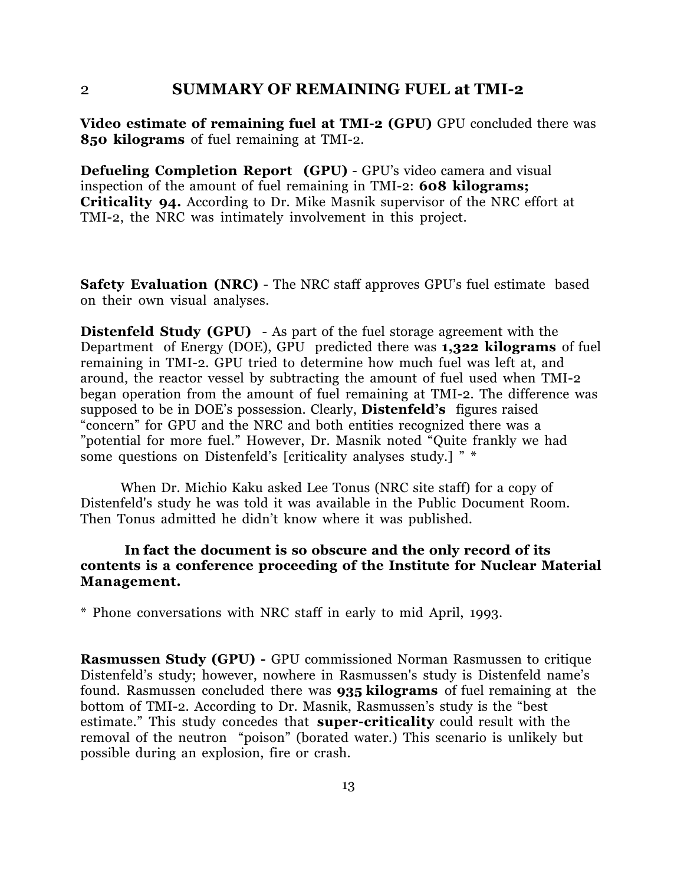## 2 SUMMARY OF REMAINING FUEL at TMI-2

**Video estimate of remaining fuel at TMI-2 (GPU)** GPU concluded there was **850 kilograms** of fuel remaining at TMI-2.

**Defueling Completion Report (GPU)** - GPU's video camera and visual inspection of the amount of fuel remaining in TMI-2: **608 kilograms; Criticality 94.** According to Dr. Mike Masnik supervisor of the NRC effort at TMI-2, the NRC was intimately involvement in this project.

**Safety Evaluation (NRC)** - The NRC staff approves GPU's fuel estimate based on their own visual analyses.

**Distenfeld Study (GPU)** - As part of the fuel storage agreement with the Department of Energy (DOE), GPU predicted there was **1,322 kilograms** of fuel remaining in TMI-2. GPU tried to determine how much fuel was left at, and around, the reactor vessel by subtracting the amount of fuel used when TMI-2 began operation from the amount of fuel remaining at TMI-2. The difference was supposed to be in DOE's possession. Clearly, **Distenfeld's** figures raised "concern" for GPU and the NRC and both entities recognized there was a "potential for more fuel." However, Dr. Masnik noted "Quite frankly we had some questions on Distenfeld's [criticality analyses study.] " *

When Dr. Michio Kaku asked Lee Tonus (NRC site staff) for a copy of Distenfeld's study he was told it was available in the Public Document Room. Then Tonus admitted he didn't know where it was published.

**In fact the document is so obscure and the only record of its contents is a conference proceeding of the Institute for Nuclear Material Management.**

* Phone conversations with NRC staff in early to mid April, 1993.

**Rasmussen Study (GPU) -** GPU commissioned Norman Rasmussen to critique Distenfeld's study; however, nowhere in Rasmussen's study is Distenfeld name's found. Rasmussen concluded there was **935 kilograms** of fuel remaining at the bottom of TMI-2. According to Dr. Masnik, Rasmussen's study is the "best estimate." This study concedes that **super-criticality** could result with the removal of the neutron "poison" (borated water.) This scenario is unlikely but possible during an explosion, fire or crash.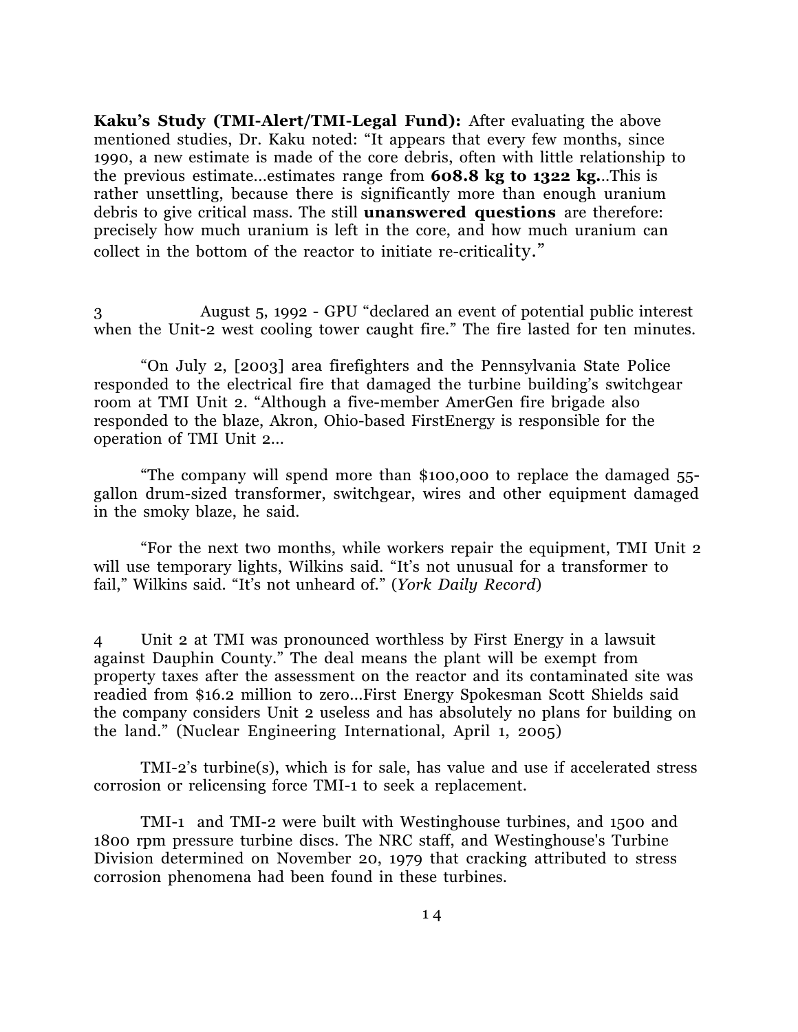**Kaku's Study (TMI-Alert/TMI-Legal Fund):** After evaluating the above mentioned studies, Dr. Kaku noted: "It appears that every few months, since 1990, a new estimate is made of the core debris, often with little relationship to the previous estimate...estimates range from **608.8 kg to 1322 kg.**..This is rather unsettling, because there is significantly more than enough uranium debris to give critical mass. The still **unanswered questions** are therefore: precisely how much uranium is left in the core, and how much uranium can collect in the bottom of the reactor to initiate re-criticality."

3 August 5, 1992 - GPU "declared an event of potential public interest when the Unit-2 west cooling tower caught fire." The fire lasted for ten minutes.

"On July 2, [2003] area firefighters and the Pennsylvania State Police responded to the electrical fire that damaged the turbine building's switchgear room at TMI Unit 2. "Although a five-member AmerGen fire brigade also responded to the blaze, Akron, Ohio-based FirstEnergy is responsible for the operation of TMI Unit 2...

"The company will spend more than $100,000 to replace the damaged 55-gallon drum-sized transformer, switchgear, wires and other equipment damaged in the smoky blaze, he said.

"For the next two months, while workers repair the equipment, TMI Unit 2 will use temporary lights, Wilkins said. "It's not unusual for a transformer to fail," Wilkins said. "It's not unheard of." (*York Daily Record*)

4 Unit 2 at TMI was pronounced worthless by First Energy in a lawsuit against Dauphin County." The deal means the plant will be exempt from property taxes after the assessment on the reactor and its contaminated site was readied from $16.2 million to zero...First Energy Spokesman Scott Shields said the company considers Unit 2 useless and has absolutely no plans for building on the land." (Nuclear Engineering International, April 1, 2005)

TMI-2's turbine(s), which is for sale, has value and use if accelerated stress corrosion or relicensing force TMI-1 to seek a replacement.

TMI-1 and TMI-2 were built with Westinghouse turbines, and 1500 and 1800 rpm pressure turbine discs. The NRC staff, and Westinghouse's Turbine Division determined on November 20, 1979 that cracking attributed to stress corrosion phenomena had been found in these turbines.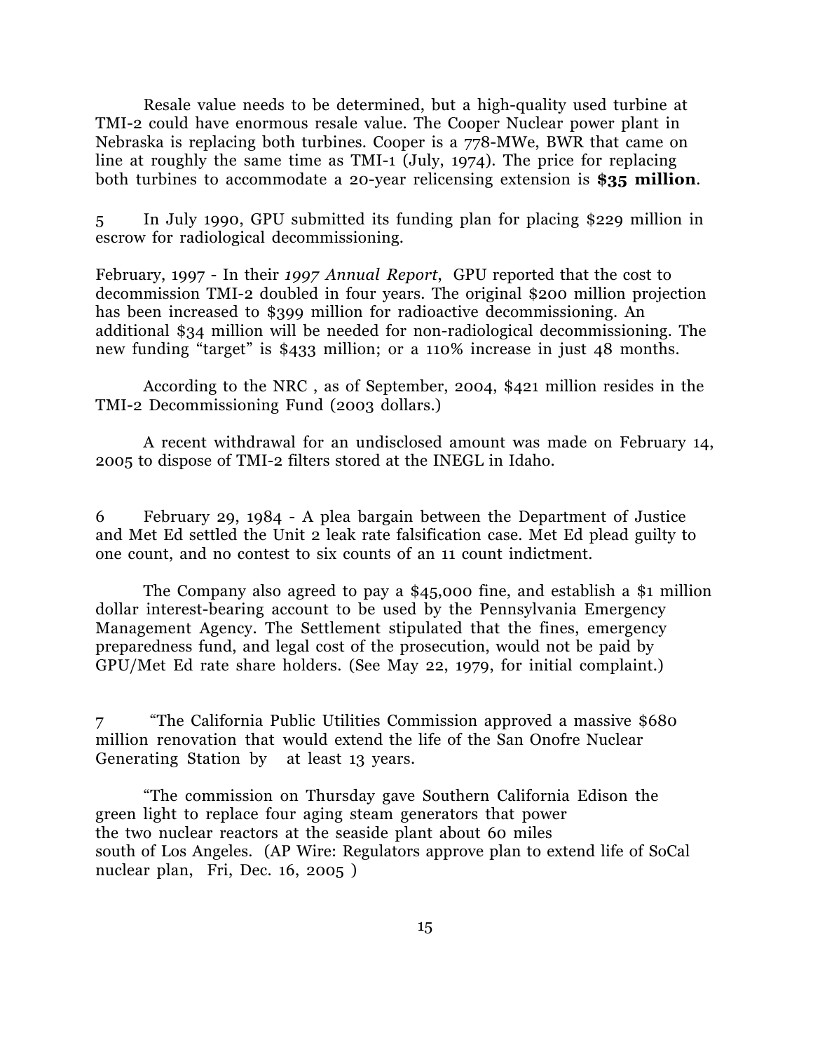Resale value needs to be determined, but a high-quality used turbine at TMI-2 could have enormous resale value. The Cooper Nuclear power plant in Nebraska is replacing both turbines. Cooper is a 778-MWe, BWR that came on line at roughly the same time as TMI-1 (July, 1974). The price for replacing both turbines to accommodate a 20-year relicensing extension is **$35 million**.

5 In July 1990, GPU submitted its funding plan for placing $229 million in escrow for radiological decommissioning.

February, 1997 - In their *1997 Annual Report*, GPU reported that the cost to decommission TMI-2 doubled in four years. The original $200 million projection has been increased to $399 million for radioactive decommissioning. An additional $34 million will be needed for non-radiological decommissioning. The new funding "target" is $433 million; or a 110% increase in just 48 months.

According to the NRC , as of September, 2004, $421 million resides in the TMI-2 Decommissioning Fund (2003 dollars.)

A recent withdrawal for an undisclosed amount was made on February 14, 2005 to dispose of TMI-2 filters stored at the INEGL in Idaho.

6 February 29, 1984 - A plea bargain between the Department of Justice and Met Ed settled the Unit 2 leak rate falsification case. Met Ed plead guilty to one count, and no contest to six counts of an 11 count indictment.

The Company also agreed to pay a $45,000 fine, and establish a $1 million dollar interest-bearing account to be used by the Pennsylvania Emergency Management Agency. The Settlement stipulated that the fines, emergency preparedness fund, and legal cost of the prosecution, would not be paid by GPU/Met Ed rate share holders. (See May 22, 1979, for initial complaint.)

7 "The California Public Utilities Commission approved a massive $680 million renovation that would extend the life of the San Onofre Nuclear Generating Station by at least 13 years.

"The commission on Thursday gave Southern California Edison the green light to replace four aging steam generators that power the two nuclear reactors at the seaside plant about 60 miles south of Los Angeles. (AP Wire: Regulators approve plan to extend life of SoCal nuclear plan, Fri, Dec. 16, 2005 )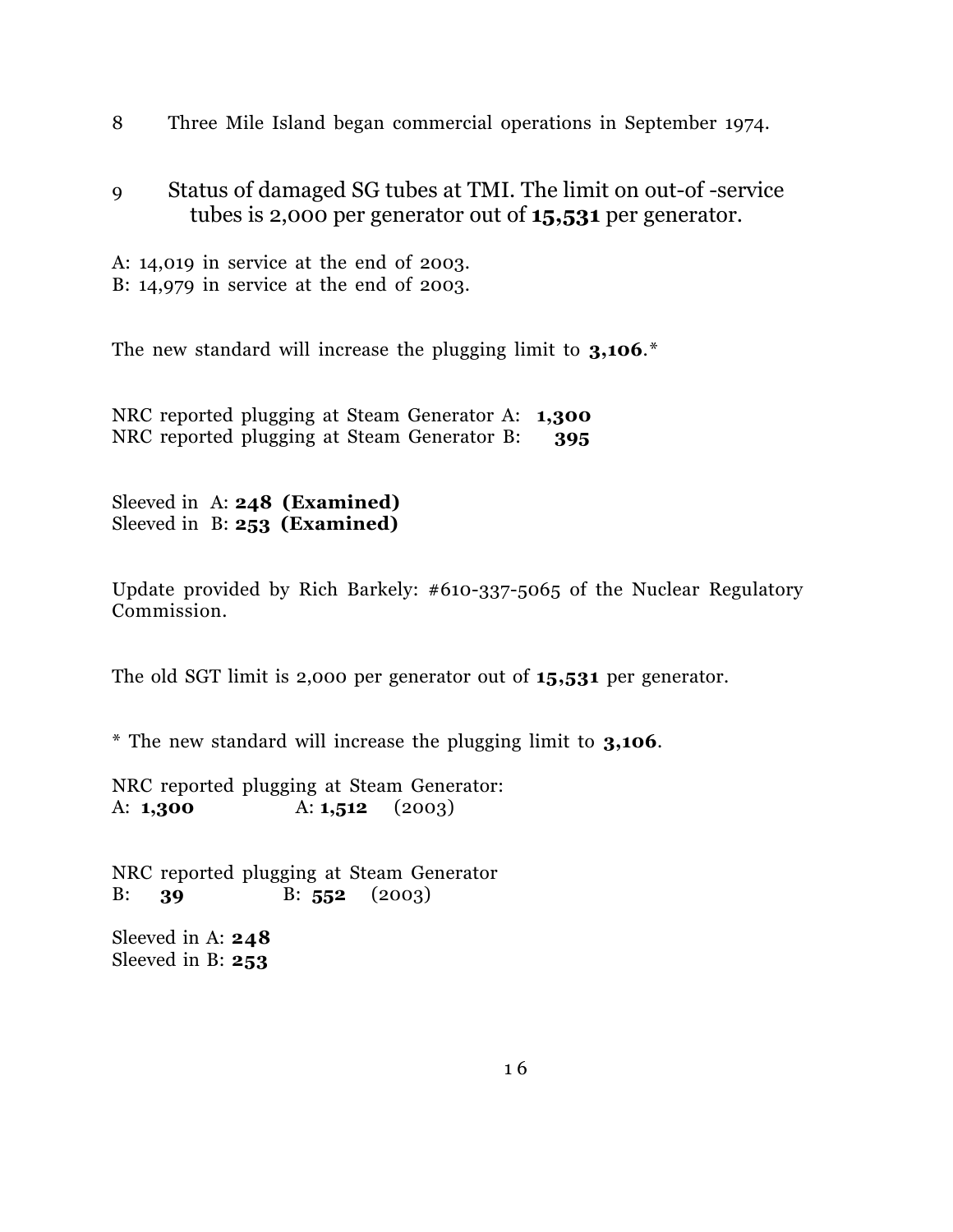8 Three Mile Island began commercial operations in September 1974.

9 Status of damaged SG tubes at TMI. The limit on out-of -service tubes is 2,000 per generator out of **15,531** per generator.

A: 14,019 in service at the end of 2003.
B: 14,979 in service at the end of 2003.

The new standard will increase the plugging limit to **3,106**.*

NRC reported plugging at Steam Generator A: **1,300**
NRC reported plugging at Steam Generator B: **395**

Sleeved in A: **248 (Examined)**
Sleeved in B: **253 (Examined)**

Update provided by Rich Barkely: #610-337-5065 of the Nuclear Regulatory Commission.

The old SGT limit is 2,000 per generator out of **15,531** per generator.

* The new standard will increase the plugging limit to **3,106**.

NRC reported plugging at Steam Generator:
A: **1,300** A: **1,512** (2003)

NRC reported plugging at Steam Generator
B: **39** B: **552** (2003)

Sleeved in A: **248**
Sleeved in B: **253**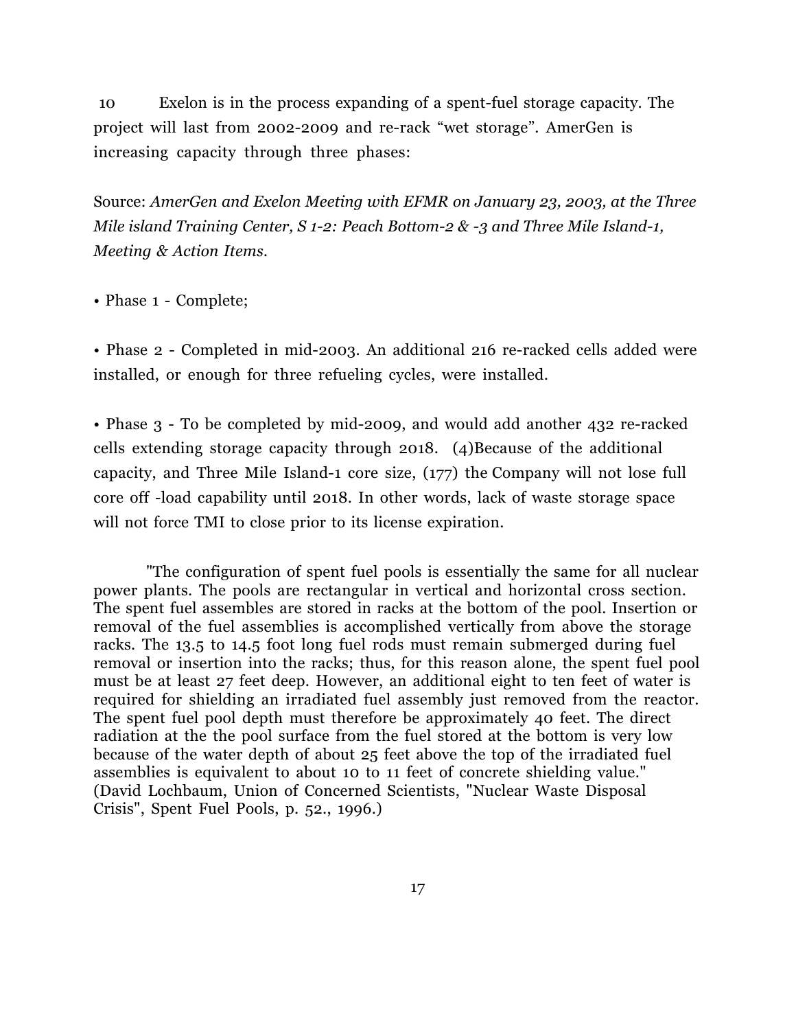10 Exelon is in the process expanding of a spent-fuel storage capacity. The project will last from 2002-2009 and re-rack "wet storage". AmerGen is increasing capacity through three phases:

Source: *AmerGen and Exelon Meeting with EFMR on January 23, 2003, at the Three Mile island Training Center, S 1-2: Peach Bottom-2 & -3 and Three Mile Island-1, Meeting & Action Items.*

• Phase 1 - Complete;

• Phase 2 - Completed in mid-2003. An additional 216 re-racked cells added were installed, or enough for three refueling cycles, were installed.

• Phase 3 - To be completed by mid-2009, and would add another 432 re-racked cells extending storage capacity through 2018. (4)Because of the additional capacity, and Three Mile Island-1 core size, (177) the Company will not lose full core off -load capability until 2018. In other words, lack of waste storage space will not force TMI to close prior to its license expiration.

"The configuration of spent fuel pools is essentially the same for all nuclear power plants. The pools are rectangular in vertical and horizontal cross section. The spent fuel assembles are stored in racks at the bottom of the pool. Insertion or removal of the fuel assemblies is accomplished vertically from above the storage racks. The 13.5 to 14.5 foot long fuel rods must remain submerged during fuel removal or insertion into the racks; thus, for this reason alone, the spent fuel pool must be at least 27 feet deep. However, an additional eight to ten feet of water is required for shielding an irradiated fuel assembly just removed from the reactor. The spent fuel pool depth must therefore be approximately 40 feet. The direct radiation at the the pool surface from the fuel stored at the bottom is very low because of the water depth of about 25 feet above the top of the irradiated fuel assemblies is equivalent to about 10 to 11 feet of concrete shielding value." (David Lochbaum, Union of Concerned Scientists, "Nuclear Waste Disposal Crisis", Spent Fuel Pools, p. 52., 1996.)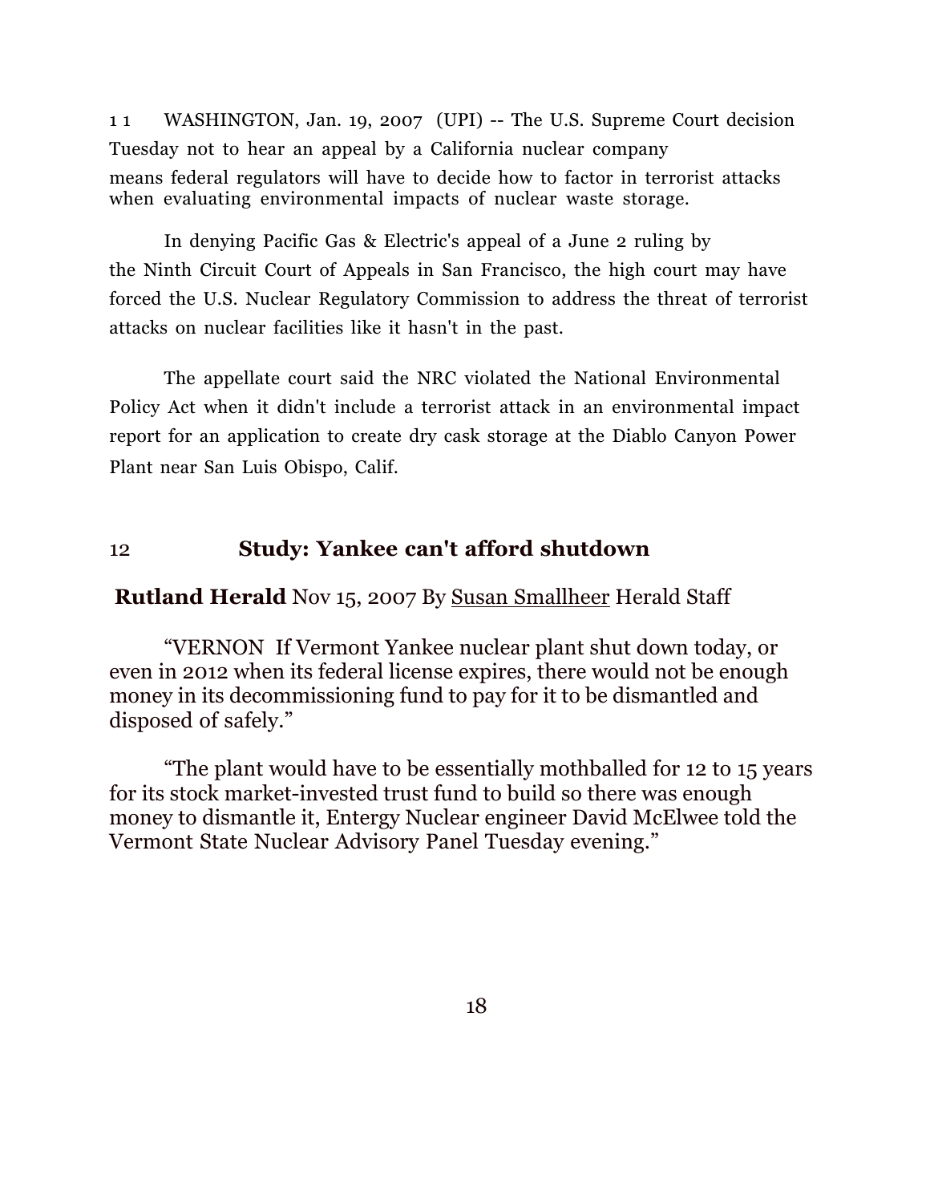1 1 WASHINGTON, Jan. 19, 2007 (UPI) -- The U.S. Supreme Court decision Tuesday not to hear an appeal by a California nuclear company means federal regulators will have to decide how to factor in terrorist attacks when evaluating environmental impacts of nuclear waste storage.

In denying Pacific Gas & Electric's appeal of a June 2 ruling by the Ninth Circuit Court of Appeals in San Francisco, the high court may have forced the U.S. Nuclear Regulatory Commission to address the threat of terrorist attacks on nuclear facilities like it hasn't in the past.

The appellate court said the NRC violated the National Environmental Policy Act when it didn't include a terrorist attack in an environmental impact report for an application to create dry cask storage at the Diablo Canyon Power Plant near San Luis Obispo, Calif.

## 12 Study: Yankee can't afford shutdown

**Rutland Herald** Nov 15, 2007 By Susan Smallheer Herald Staff

"VERNON If Vermont Yankee nuclear plant shut down today, or even in 2012 when its federal license expires, there would not be enough money in its decommissioning fund to pay for it to be dismantled and disposed of safely."

"The plant would have to be essentially mothballed for 12 to 15 years for its stock market-invested trust fund to build so there was enough money to dismantle it, Entergy Nuclear engineer David McElwee told the Vermont State Nuclear Advisory Panel Tuesday evening."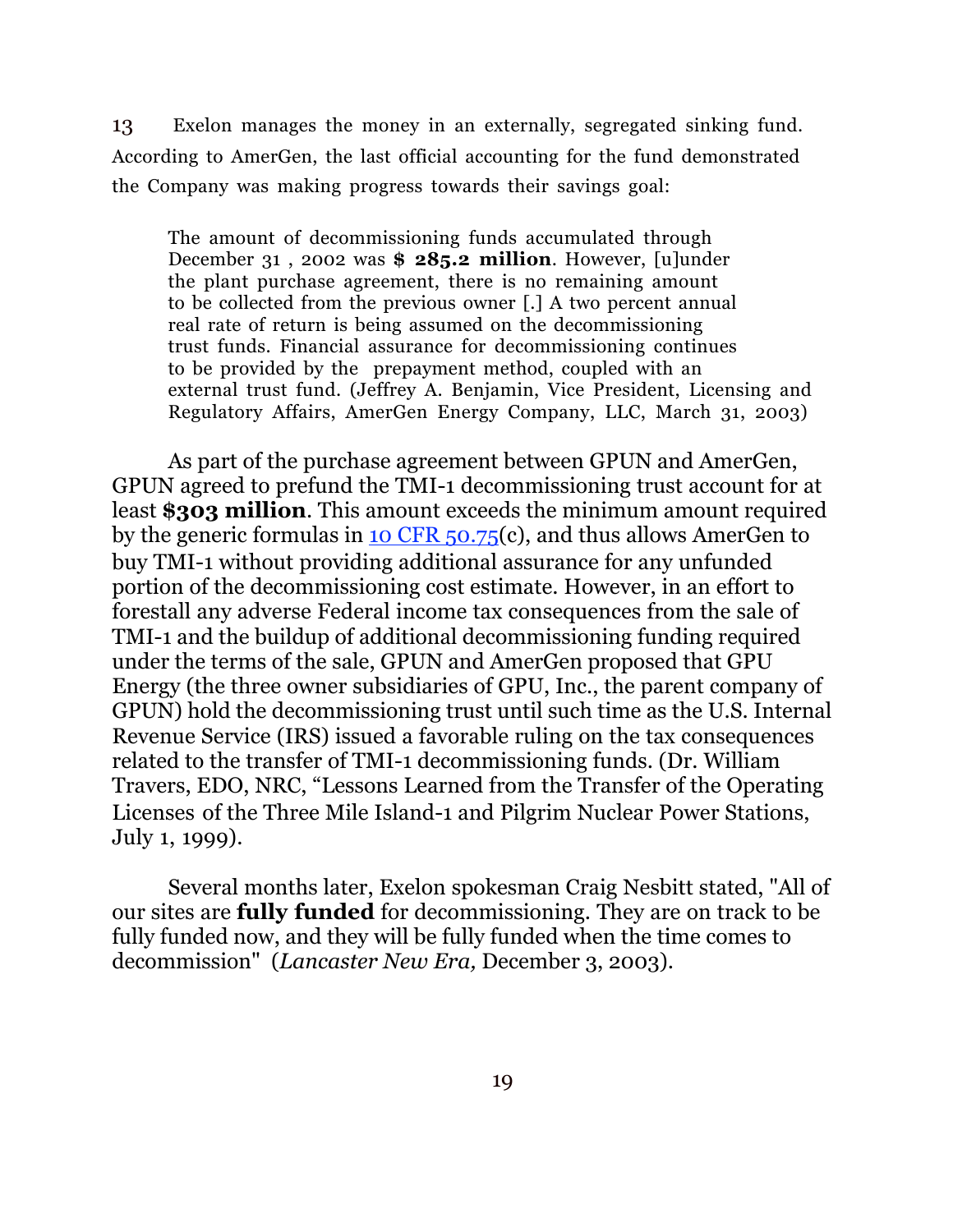13 Exelon manages the money in an externally, segregated sinking fund. According to AmerGen, the last official accounting for the fund demonstrated the Company was making progress towards their savings goal:

> The amount of decommissioning funds accumulated through December 31 , 2002 was **$ 285.2 million**. However, [u]under the plant purchase agreement, there is no remaining amount to be collected from the previous owner [.] A two percent annual real rate of return is being assumed on the decommissioning trust funds. Financial assurance for decommissioning continues to be provided by the prepayment method, coupled with an external trust fund. (Jeffrey A. Benjamin, Vice President, Licensing and Regulatory Affairs, AmerGen Energy Company, LLC, March 31, 2003)

As part of the purchase agreement between GPUN and AmerGen, GPUN agreed to prefund the TMI-1 decommissioning trust account for at least **$303 million**. This amount exceeds the minimum amount required by the generic formulas in 10 CFR 50.75(c), and thus allows AmerGen to buy TMI-1 without providing additional assurance for any unfunded portion of the decommissioning cost estimate. However, in an effort to forestall any adverse Federal income tax consequences from the sale of TMI-1 and the buildup of additional decommissioning funding required under the terms of the sale, GPUN and AmerGen proposed that GPU Energy (the three owner subsidiaries of GPU, Inc., the parent company of GPUN) hold the decommissioning trust until such time as the U.S. Internal Revenue Service (IRS) issued a favorable ruling on the tax consequences related to the transfer of TMI-1 decommissioning funds. (Dr. William Travers, EDO, NRC, "Lessons Learned from the Transfer of the Operating Licenses of the Three Mile Island-1 and Pilgrim Nuclear Power Stations, July 1, 1999).

Several months later, Exelon spokesman Craig Nesbitt stated, "All of our sites are **fully funded** for decommissioning. They are on track to be fully funded now, and they will be fully funded when the time comes to decommission" (*Lancaster New Era,* December 3, 2003).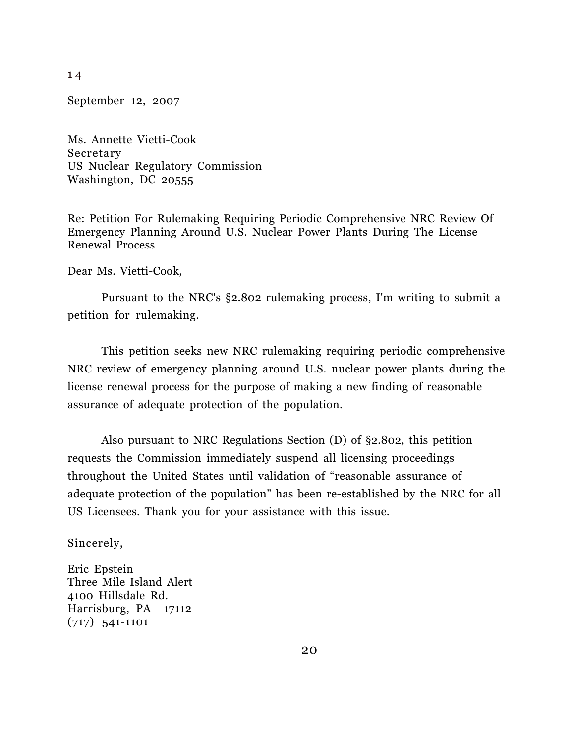14

September 12, 2007

Ms. Annette Vietti-Cook
Secretary
US Nuclear Regulatory Commission
Washington, DC 20555

Re: Petition For Rulemaking Requiring Periodic Comprehensive NRC Review Of Emergency Planning Around U.S. Nuclear Power Plants During The License Renewal Process

Dear Ms. Vietti-Cook,

Pursuant to the NRC's §2.802 rulemaking process, I'm writing to submit a petition for rulemaking.

This petition seeks new NRC rulemaking requiring periodic comprehensive NRC review of emergency planning around U.S. nuclear power plants during the license renewal process for the purpose of making a new finding of reasonable assurance of adequate protection of the population.

Also pursuant to NRC Regulations Section (D) of §2.802, this petition requests the Commission immediately suspend all licensing proceedings throughout the United States until validation of "reasonable assurance of adequate protection of the population" has been re-established by the NRC for all US Licensees. Thank you for your assistance with this issue.

Sincerely,

Eric Epstein
Three Mile Island Alert
4100 Hillsdale Rd.
Harrisburg, PA 17112
(717) 541-1101